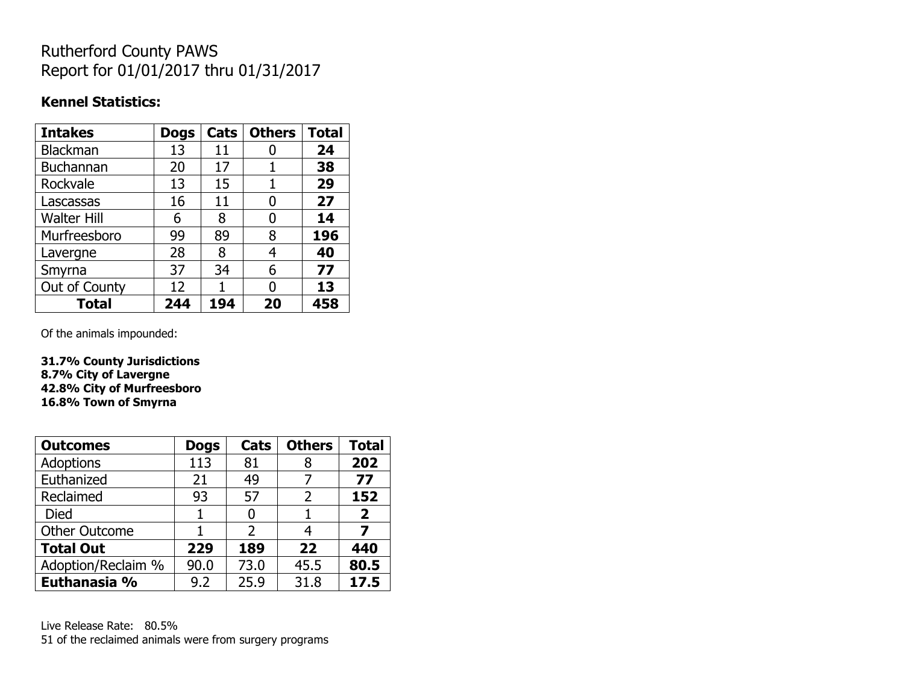# Rutherford County PAWS
# Report for 01/01/2017 thru 01/31/2017

**Kennel Statistics:**

| **Intakes** | **Dogs** | **Cats** | **Others** | **Total** |
|---|---|---|---|---|
| Blackman | 13 | 11 | 0 | **24** |
| Buchannan | 20 | 17 | 1 | **38** |
| Rockvale | 13 | 15 | 1 | **29** |
| Lascassas | 16 | 11 | 0 | **27** |
| Walter Hill | 6 | 8 | 0 | **14** |
| Murfreesboro | 99 | 89 | 8 | **196** |
| Lavergne | 28 | 8 | 4 | **40** |
| Smyrna | 37 | 34 | 6 | **77** |
| Out of County | 12 | 1 | 0 | **13** |
| **Total** | **244** | **194** | **20** | **458** |

Of the animals impounded:

**31.7% County Jurisdictions**
**8.7% City of Lavergne**
**42.8% City of Murfreesboro**
**16.8% Town of Smyrna**

| **Outcomes** | **Dogs** | **Cats** | **Others** | **Total** |
|---|---|---|---|---|
| Adoptions | 113 | 81 | 8 | **202** |
| Euthanized | 21 | 49 | 7 | **77** |
| Reclaimed | 93 | 57 | 2 | **152** |
| Died | 1 | 0 | 1 | **2** |
| Other Outcome | 1 | 2 | 4 | **7** |
| **Total Out** | **229** | **189** | **22** | **440** |
| Adoption/Reclaim % | 90.0 | 73.0 | 45.5 | **80.5** |
| **Euthanasia %** | 9.2 | 25.9 | 31.8 | **17.5** |

Live Release Rate: 80.5%
51 of the reclaimed animals were from surgery programs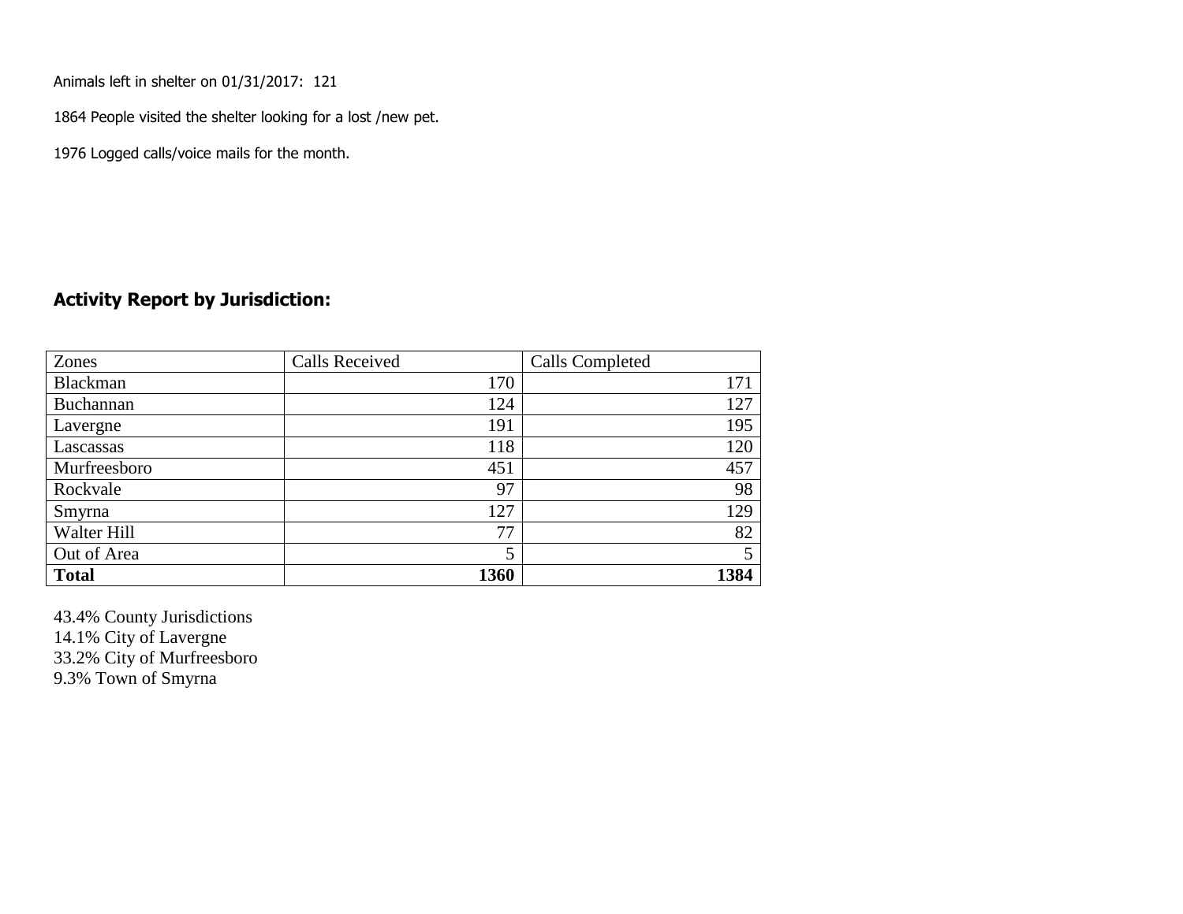Animals left in shelter on 01/31/2017: 121

1864 People visited the shelter looking for a lost /new pet.

1976 Logged calls/voice mails for the month.

## Activity Report by Jurisdiction:

| Zones | Calls Received | Calls Completed |
|---|---|---|
| Blackman | 170 | 171 |
| Buchannan | 124 | 127 |
| Lavergne | 191 | 195 |
| Lascassas | 118 | 120 |
| Murfreesboro | 451 | 457 |
| Rockvale | 97 | 98 |
| Smyrna | 127 | 129 |
| Walter Hill | 77 | 82 |
| Out of Area | 5 | 5 |
| **Total** | **1360** | **1384** |

43.4% County Jurisdictions
14.1% City of Lavergne
33.2% City of Murfreesboro
9.3% Town of Smyrna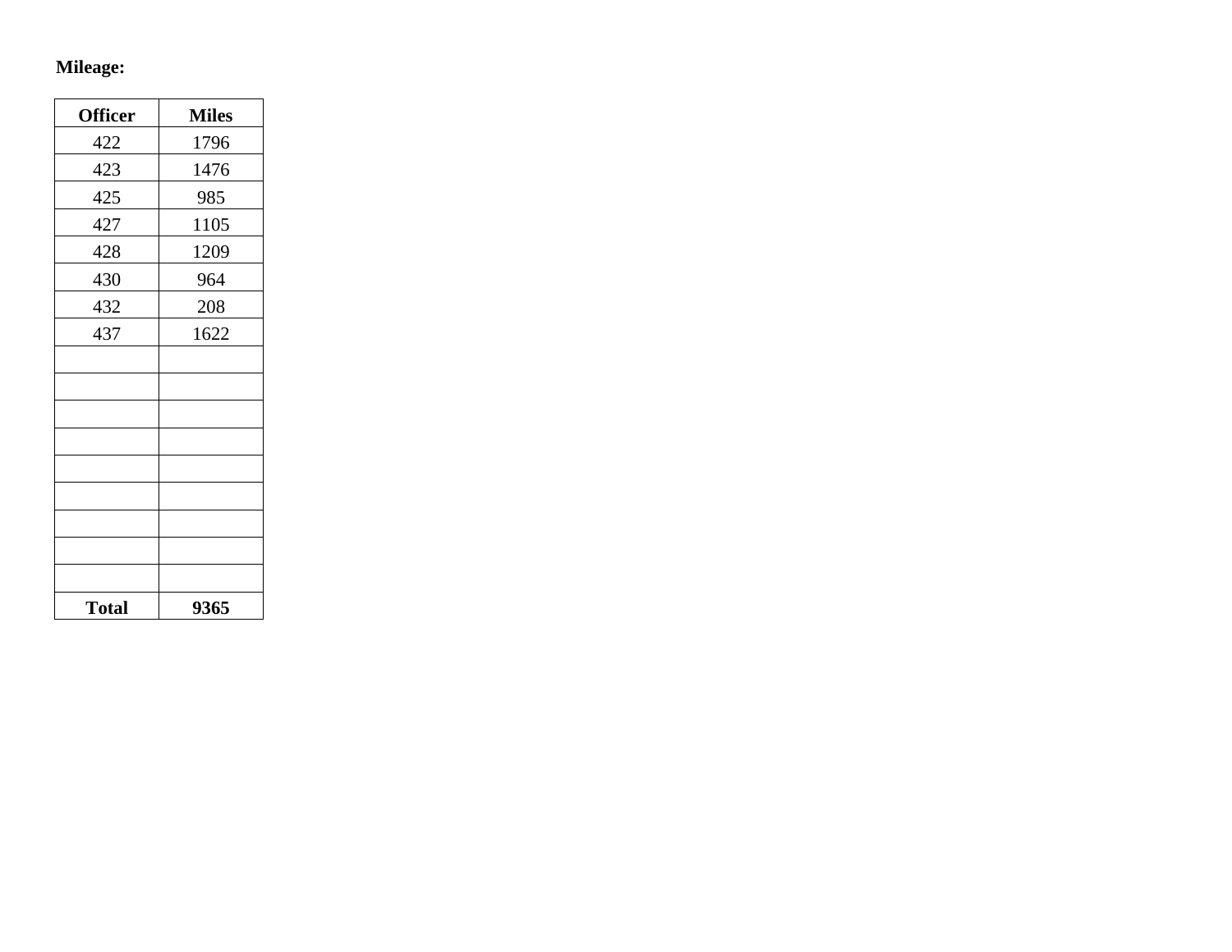**Mileage:**

| Officer | Miles |
| --- | --- |
| 422 | 1796 |
| 423 | 1476 |
| 425 | 985 |
| 427 | 1105 |
| 428 | 1209 |
| 430 | 964 |
| 432 | 208 |
| 437 | 1622 |
| | |
| | |
| | |
| | |
| | |
| | |
| | |
| | |
| | |
| **Total** | **9365** |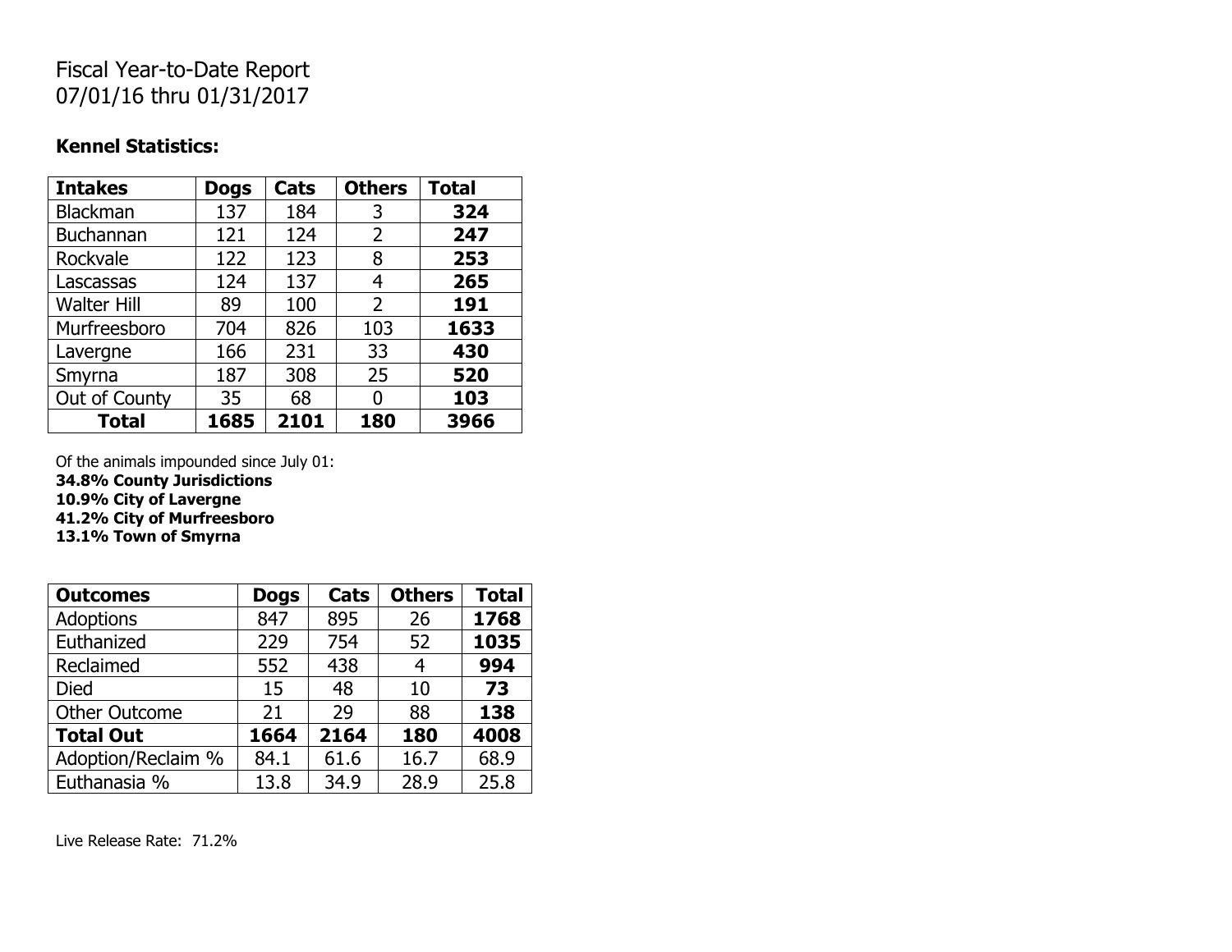# Fiscal Year-to-Date Report
# 07/01/16 thru 01/31/2017

### Kennel Statistics:

| Intakes | Dogs | Cats | Others | Total |
|---|---|---|---|---|
| Blackman | 137 | 184 | 3 | **324** |
| Buchannan | 121 | 124 | 2 | **247** |
| Rockvale | 122 | 123 | 8 | **253** |
| Lascassas | 124 | 137 | 4 | **265** |
| Walter Hill | 89 | 100 | 2 | **191** |
| Murfreesboro | 704 | 826 | 103 | **1633** |
| Lavergne | 166 | 231 | 33 | **430** |
| Smyrna | 187 | 308 | 25 | **520** |
| Out of County | 35 | 68 | 0 | **103** |
| **Total** | **1685** | **2101** | **180** | **3966** |

Of the animals impounded since July 01:
**34.8% County Jurisdictions**
**10.9% City of Lavergne**
**41.2% City of Murfreesboro**
**13.1% Town of Smyrna**

| Outcomes | Dogs | Cats | Others | Total |
|---|---|---|---|---|
| Adoptions | 847 | 895 | 26 | **1768** |
| Euthanized | 229 | 754 | 52 | **1035** |
| Reclaimed | 552 | 438 | 4 | **994** |
| Died | 15 | 48 | 10 | **73** |
| Other Outcome | 21 | 29 | 88 | **138** |
| **Total Out** | **1664** | **2164** | **180** | **4008** |
| Adoption/Reclaim % | 84.1 | 61.6 | 16.7 | 68.9 |
| Euthanasia % | 13.8 | 34.9 | 28.9 | 25.8 |

Live Release Rate: 71.2%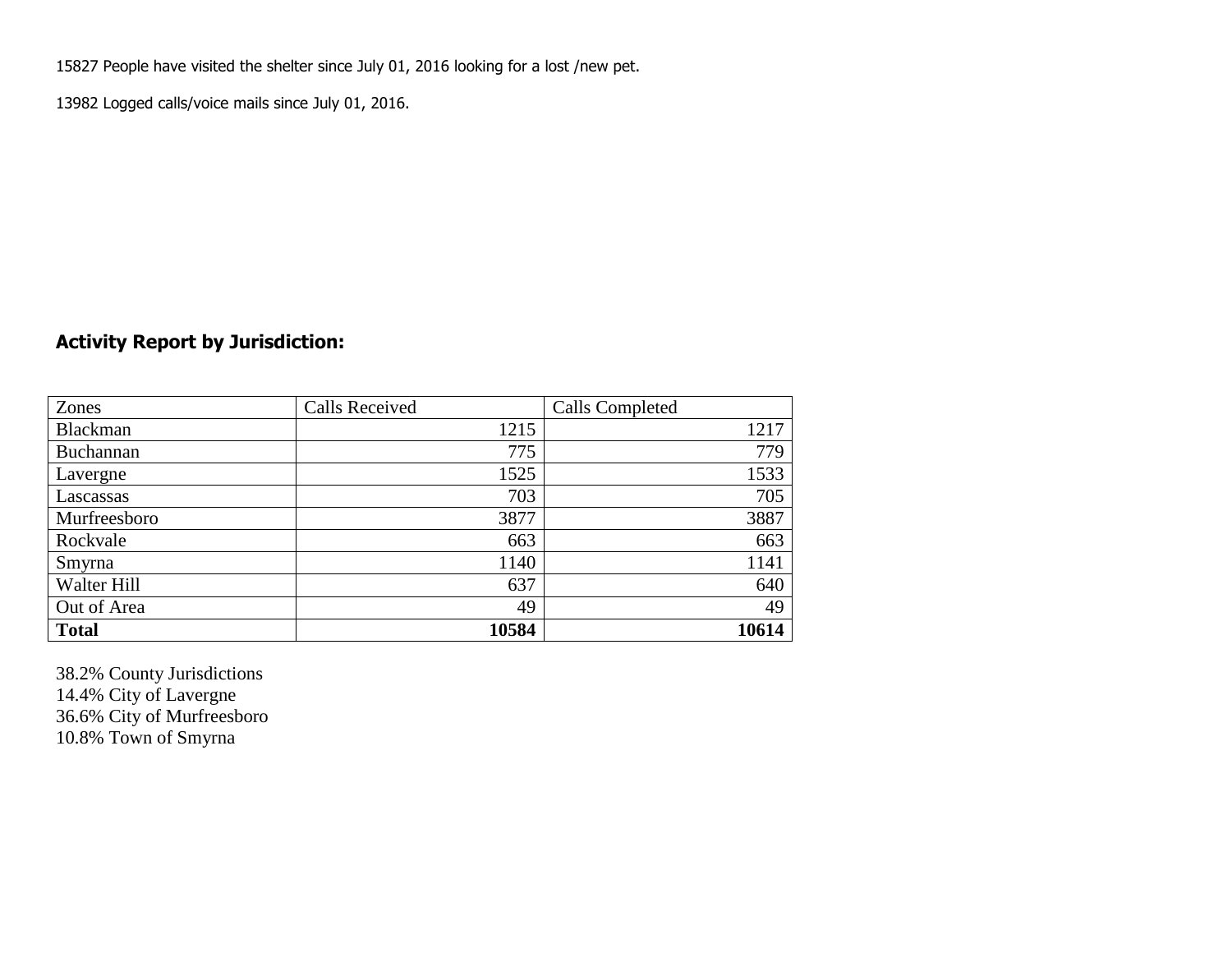15827 People have visited the shelter since July 01, 2016 looking for a lost /new pet.

13982 Logged calls/voice mails since July 01, 2016.

## Activity Report by Jurisdiction:

| Zones | Calls Received | Calls Completed |
|---|---|---|
| Blackman | 1215 | 1217 |
| Buchannan | 775 | 779 |
| Lavergne | 1525 | 1533 |
| Lascassas | 703 | 705 |
| Murfreesboro | 3877 | 3887 |
| Rockvale | 663 | 663 |
| Smyrna | 1140 | 1141 |
| Walter Hill | 637 | 640 |
| Out of Area | 49 | 49 |
| **Total** | **10584** | **10614** |

38.2% County Jurisdictions
14.4% City of Lavergne
36.6% City of Murfreesboro
10.8% Town of Smyrna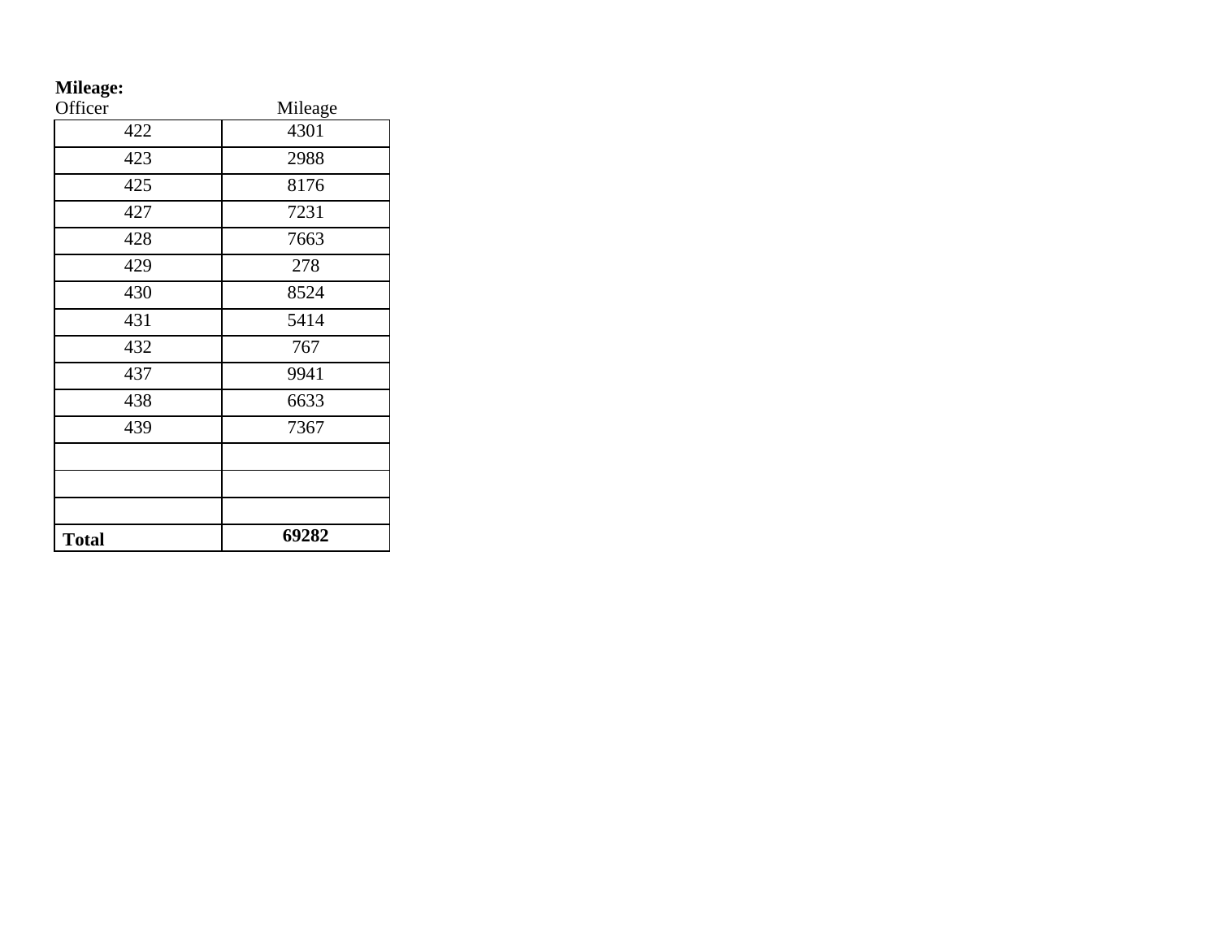**Mileage:**

| Officer | Mileage |
|---|---|
| 422 | 4301 |
| 423 | 2988 |
| 425 | 8176 |
| 427 | 7231 |
| 428 | 7663 |
| 429 | 278 |
| 430 | 8524 |
| 431 | 5414 |
| 432 | 767 |
| 437 | 9941 |
| 438 | 6633 |
| 439 | 7367 |
| | |
| | |
| | |
| **Total** | **69282** |